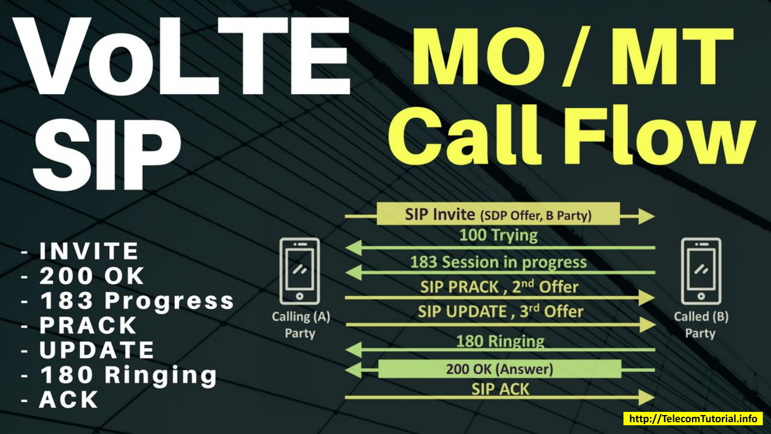# VoLTE SIP

# MO / MT Call Flow

- INVITE
- 200 OK
- 183 Progress
- PRACK
- UPDATE
- 180 Ringing
- ACK

Calling (A) Party

Called (B) Party

SIP Invite (SDP Offer, B Party)

100 Trying

183 Session in progress

SIP PRACK , 2nd Offer

SIP UPDATE , 3rd Offer

180 Ringing

200 OK (Answer)

SIP ACK

http://TelecomTutorial.info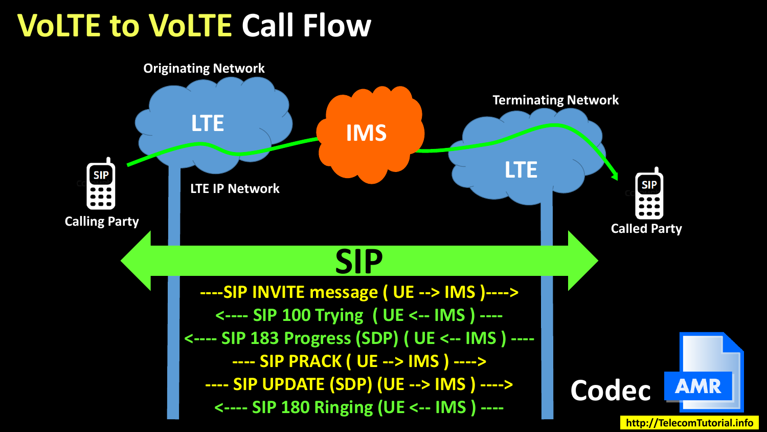# VoLTE to VoLTE Call Flow

Originating Network

LTE

IMS

Terminating Network

LTE

SIP

Calling Party

LTE IP Network

SIP

Called Party

SIP

----SIP INVITE message ( UE --> IMS )---->

<---- SIP 100 Trying ( UE <-- IMS ) ----

<---- SIP 183 Progress (SDP) ( UE <-- IMS ) ----

---- SIP PRACK ( UE --> IMS ) ---->

---- SIP UPDATE (SDP) (UE --> IMS ) ---->

<---- SIP 180 Ringing (UE <-- IMS ) ----

Codec AMR

http://TelecomTutorial.info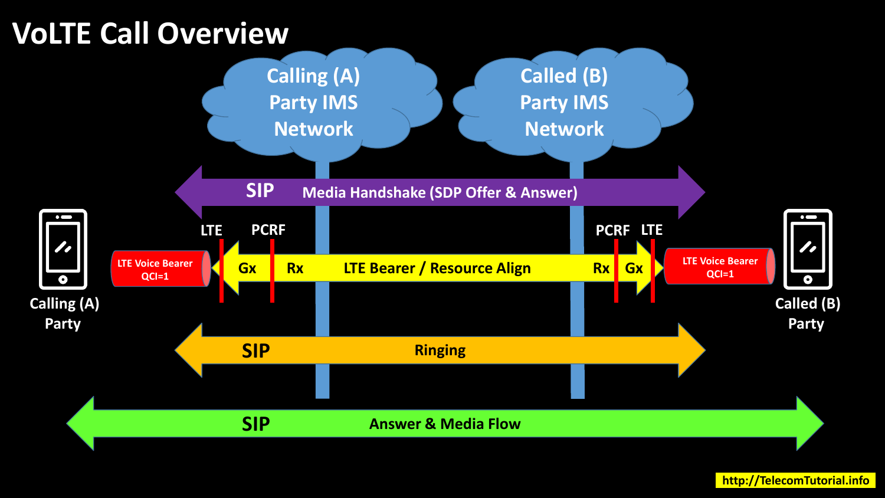# VoLTE Call Overview

Calling (A) Party IMS Network

Called (B) Party IMS Network

SIP Media Handshake (SDP Offer & Answer)

LTE PCRF

PCRF LTE

LTE Voice Bearer QCI=1

Gx Rx LTE Bearer / Resource Align Rx Gx

LTE Voice Bearer QCI=1

Calling (A) Party

Called (B) Party

SIP Ringing

SIP Answer & Media Flow

http://TelecomTutorial.info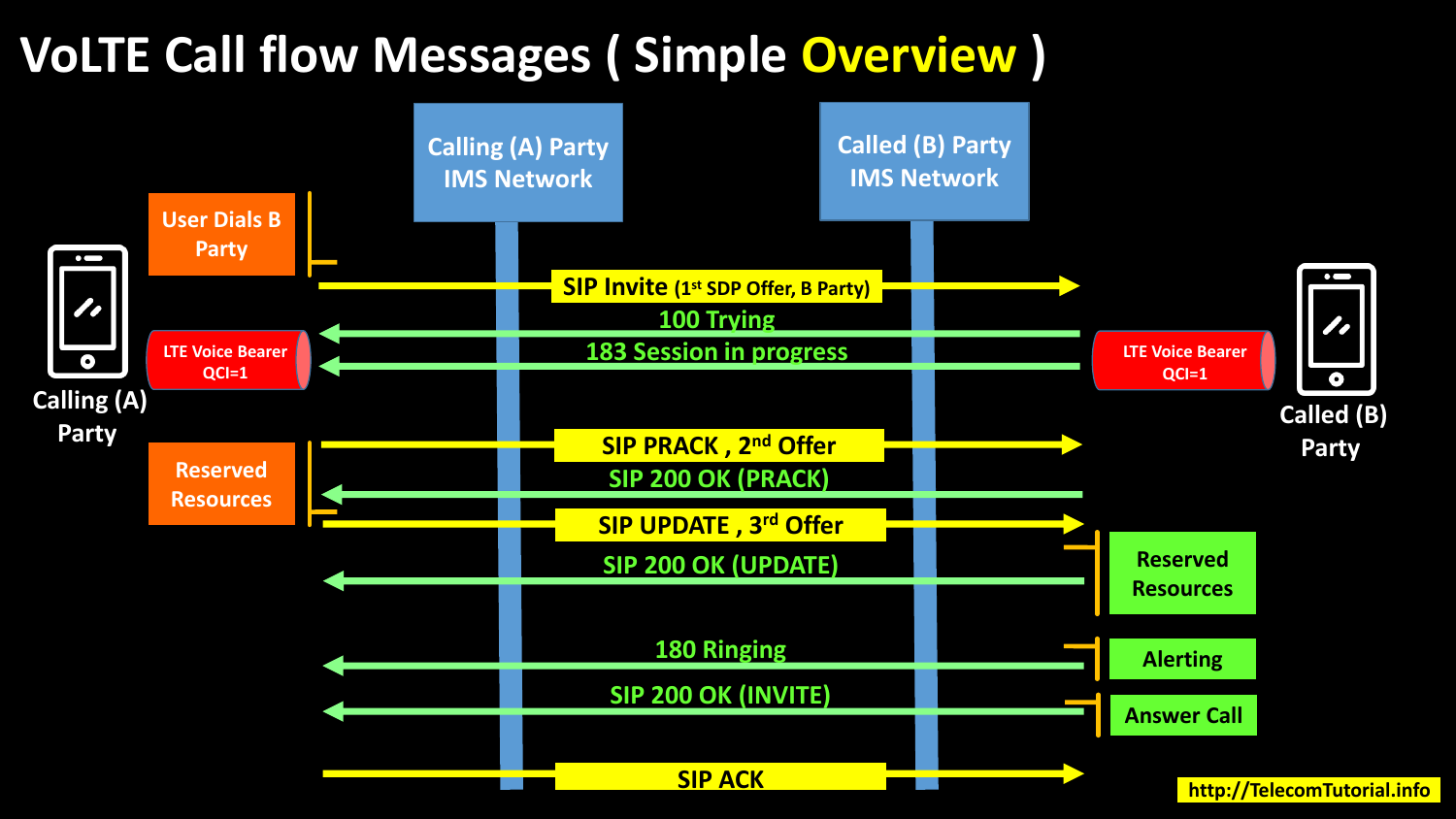# VoLTE Call flow Messages ( Simple Overview )

Calling (A) Party IMS Network

Called (B) Party IMS Network

User Dials B Party

SIP Invite (1st SDP Offer, B Party)

100 Trying

LTE Voice Bearer QCI=1

183 Session in progress

LTE Voice Bearer QCI=1

Calling (A) Party

Called (B) Party

SIP PRACK , 2nd Offer

Reserved Resources

SIP 200 OK (PRACK)

SIP UPDATE , 3rd Offer

SIP 200 OK (UPDATE)

Reserved Resources

180 Ringing

Alerting

SIP 200 OK (INVITE)

Answer Call

SIP ACK

http://TelecomTutorial.info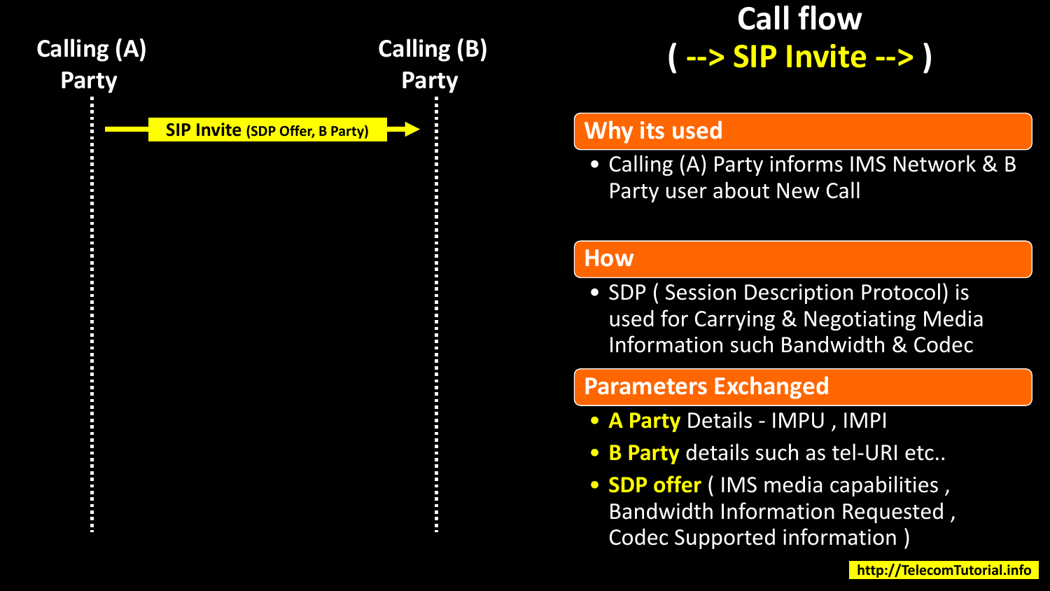# Call flow
## ( --> SIP Invite --> )

Calling (A) Party

Calling (B) Party

SIP Invite (SDP Offer, B Party)

### Why its used

- Calling (A) Party informs IMS Network & B Party user about New Call

### How

- SDP ( Session Description Protocol) is used for Carrying & Negotiating Media Information such Bandwidth & Codec

### Parameters Exchanged

- **A Party** Details - IMPU , IMPI
- **B Party** details such as tel-URI etc..
- **SDP offer** ( IMS media capabilities , Bandwidth Information Requested , Codec Supported information )

http://TelecomTutorial.info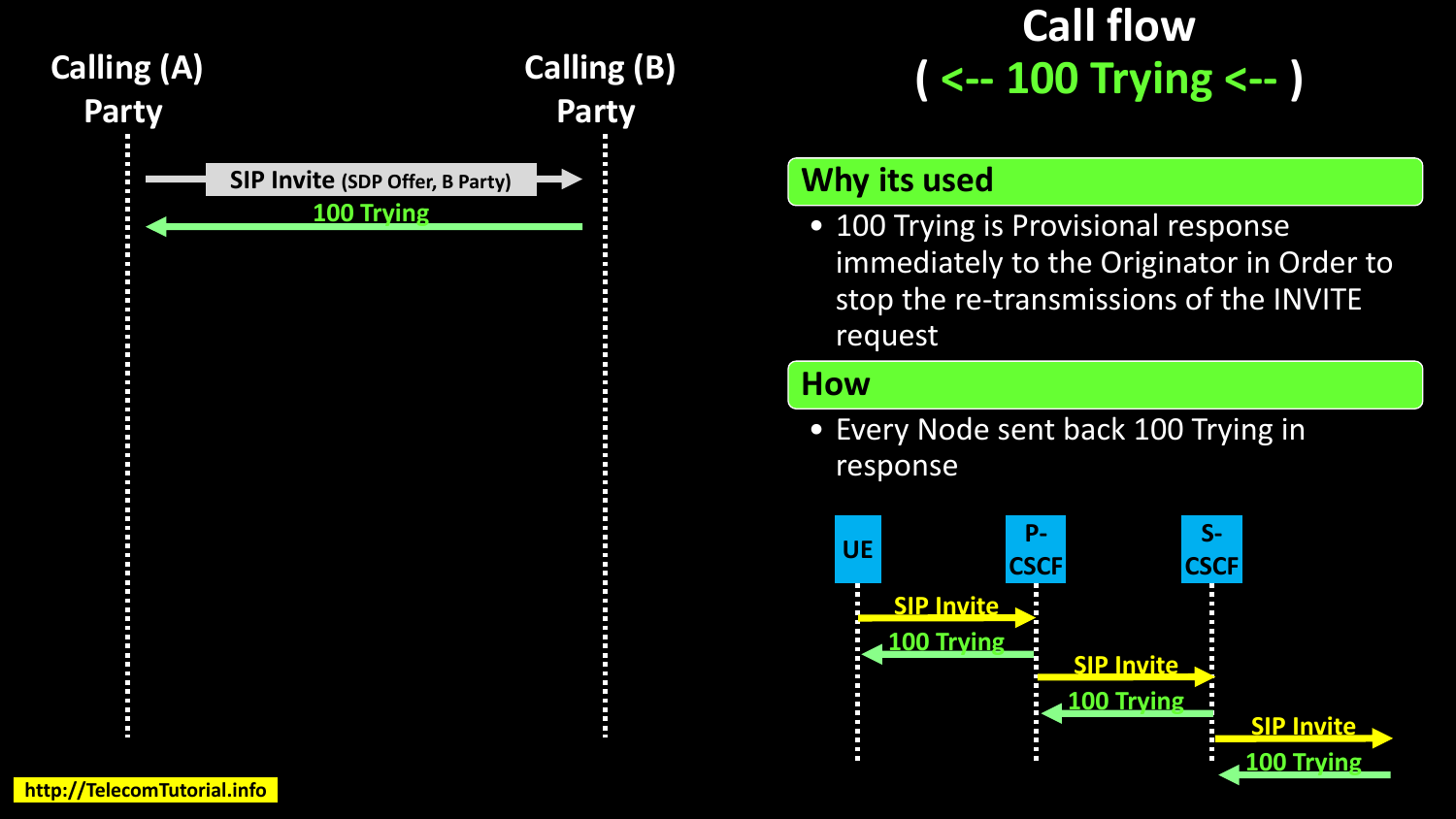# Call flow
## ( <-- 100 Trying <-- )

Calling (A) Party

Calling (B) Party

SIP Invite (SDP Offer, B Party)

100 Trying

### Why its used

- 100 Trying is Provisional response immediately to the Originator in Order to stop the re-transmissions of the INVITE request

### How

- Every Node sent back 100 Trying in response

UE

P-CSCF

S-CSCF

SIP Invite

100 Trying

SIP Invite

100 Trying

SIP Invite

100 Trying

http://TelecomTutorial.info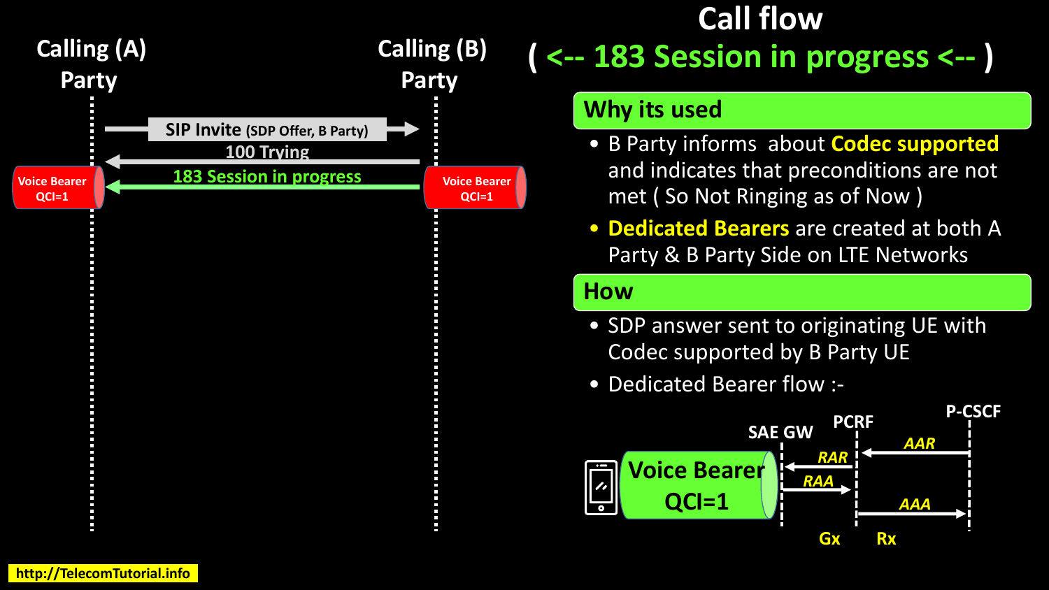# Call flow

## ( <-- 183 Session in progress <-- )

Calling (A) Party

Calling (B) Party

SIP Invite (SDP Offer, B Party)

100 Trying

183 Session in progress

Voice Bearer QCI=1

Voice Bearer QCI=1

### Why its used

- B Party informs about **Codec supported** and indicates that preconditions are not met ( So Not Ringing as of Now )
- **Dedicated Bearers** are created at both A Party & B Party Side on LTE Networks

### How

- SDP answer sent to originating UE with Codec supported by B Party UE
- Dedicated Bearer flow :-

SAE GW

PCRF

P-CSCF

Voice Bearer QCI=1

AAR

RAR

RAA

AAA

Gx

Rx

http://TelecomTutorial.info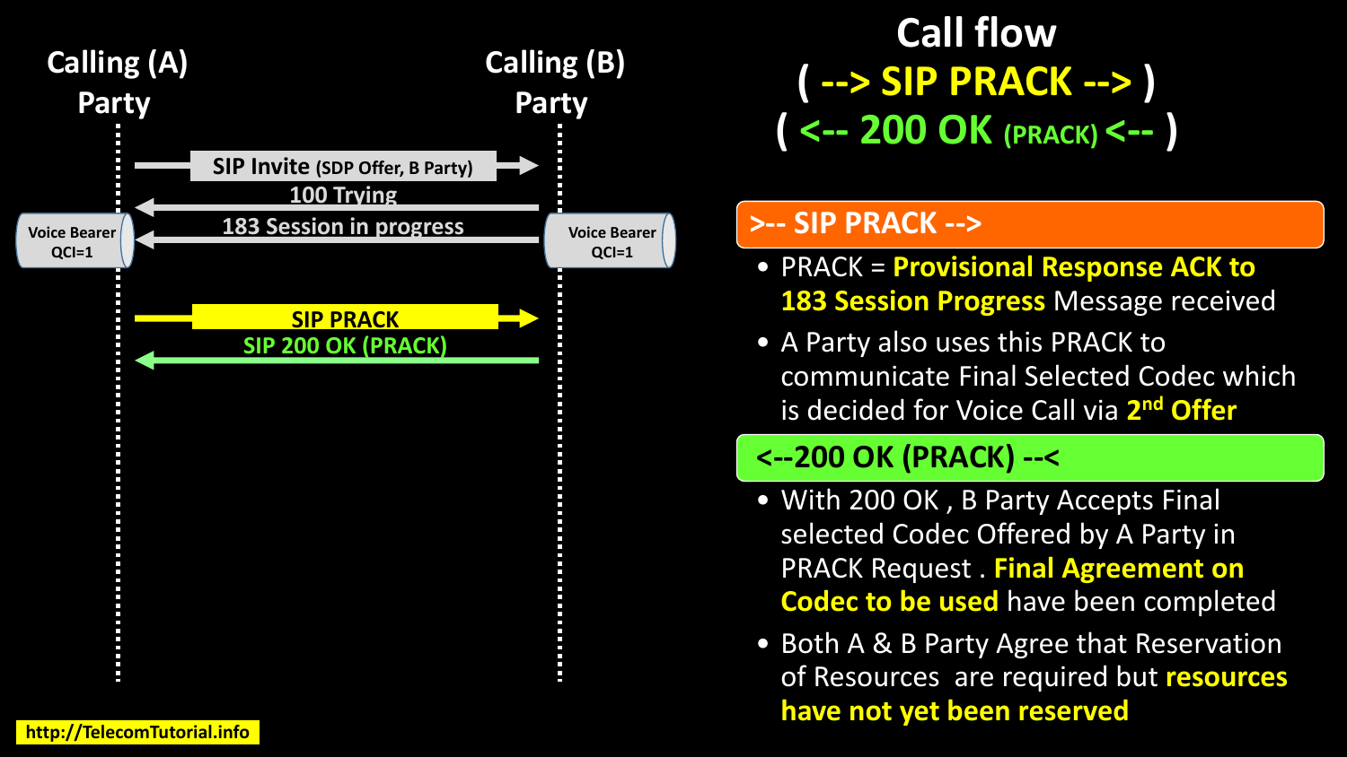# Call flow

## ( --> SIP PRACK --> )

## ( <-- 200 OK (PRACK) <-- )

**Calling (A) Party** | **Calling (B) Party**

- SIP Invite (SDP Offer, B Party) →
- ← 100 Trying
- ← 183 Session in progress
- Voice Bearer QCI=1 | Voice Bearer QCI=1
- SIP PRACK →
- ← SIP 200 OK (PRACK)

### >-- SIP PRACK -->

- PRACK = **Provisional Response ACK to 183 Session Progress** Message received
- A Party also uses this PRACK to communicate Final Selected Codec which is decided for Voice Call via **2nd Offer**

### <--200 OK (PRACK) --<

- With 200 OK , B Party Accepts Final selected Codec Offered by A Party in PRACK Request . **Final Agreement on Codec to be used** have been completed
- Both A & B Party Agree that Reservation of Resources are required but **resources have not yet been reserved**

http://TelecomTutorial.info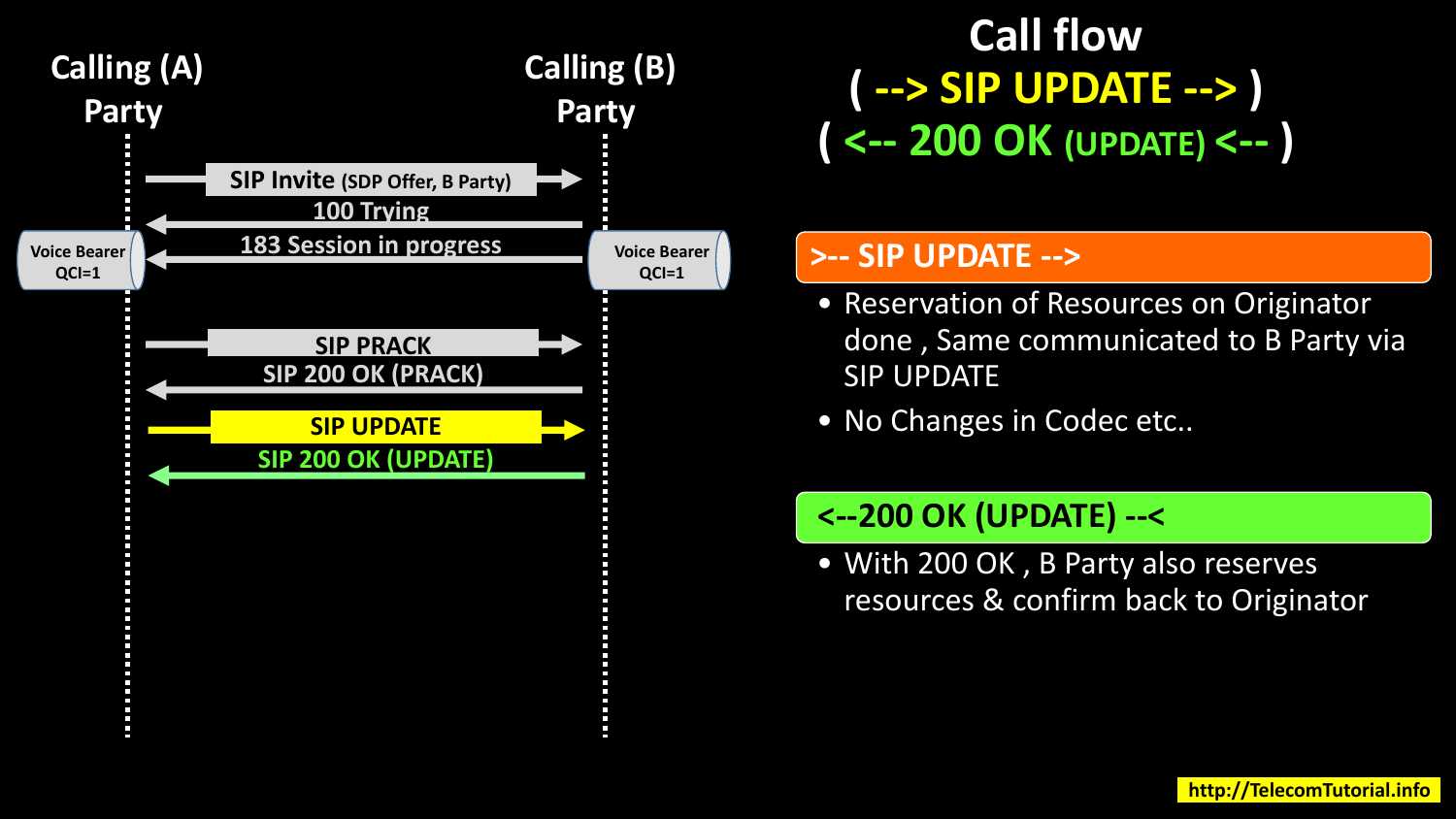# Call flow
## ( --> SIP UPDATE --> )
## ( <-- 200 OK (UPDATE) <-- )

Calling (A) Party

Calling (B) Party

SIP Invite (SDP Offer, B Party)

100 Trying

183 Session in progress

Voice Bearer QCI=1

Voice Bearer QCI=1

SIP PRACK

SIP 200 OK (PRACK)

SIP UPDATE

SIP 200 OK (UPDATE)

### >-- SIP UPDATE -->

- Reservation of Resources on Originator done , Same communicated to B Party via SIP UPDATE
- No Changes in Codec etc..

### <--200 OK (UPDATE) --<

- With 200 OK , B Party also reserves resources & confirm back to Originator

http://TelecomTutorial.info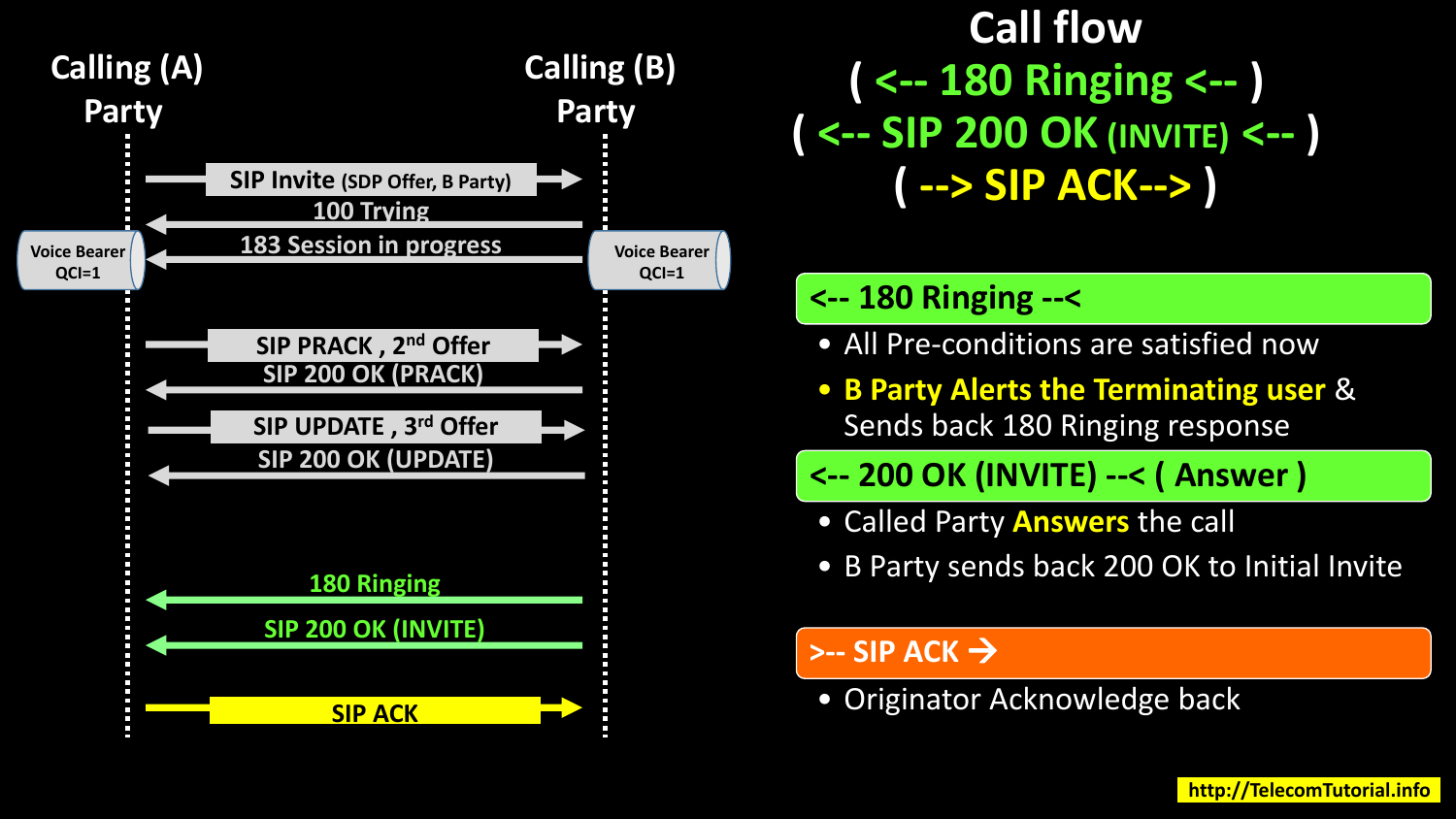# Call flow

**( <-- 180 Ringing <-- )**

**( <-- SIP 200 OK (INVITE) <-- )**

**( --> SIP ACK--> )**

Calling (A) Party

Calling (B) Party

SIP Invite (SDP Offer, B Party)

100 Trying

183 Session in progress

Voice Bearer QCI=1

Voice Bearer QCI=1

SIP PRACK , 2nd Offer

SIP 200 OK (PRACK)

SIP UPDATE , 3rd Offer

SIP 200 OK (UPDATE)

180 Ringing

SIP 200 OK (INVITE)

SIP ACK

### <-- 180 Ringing --<

- All Pre-conditions are satisfied now
- **B Party Alerts the Terminating user** & Sends back 180 Ringing response

### <-- 200 OK (INVITE) --< ( Answer )

- Called Party **Answers** the call
- B Party sends back 200 OK to Initial Invite

### >-- SIP ACK →

- Originator Acknowledge back

http://TelecomTutorial.info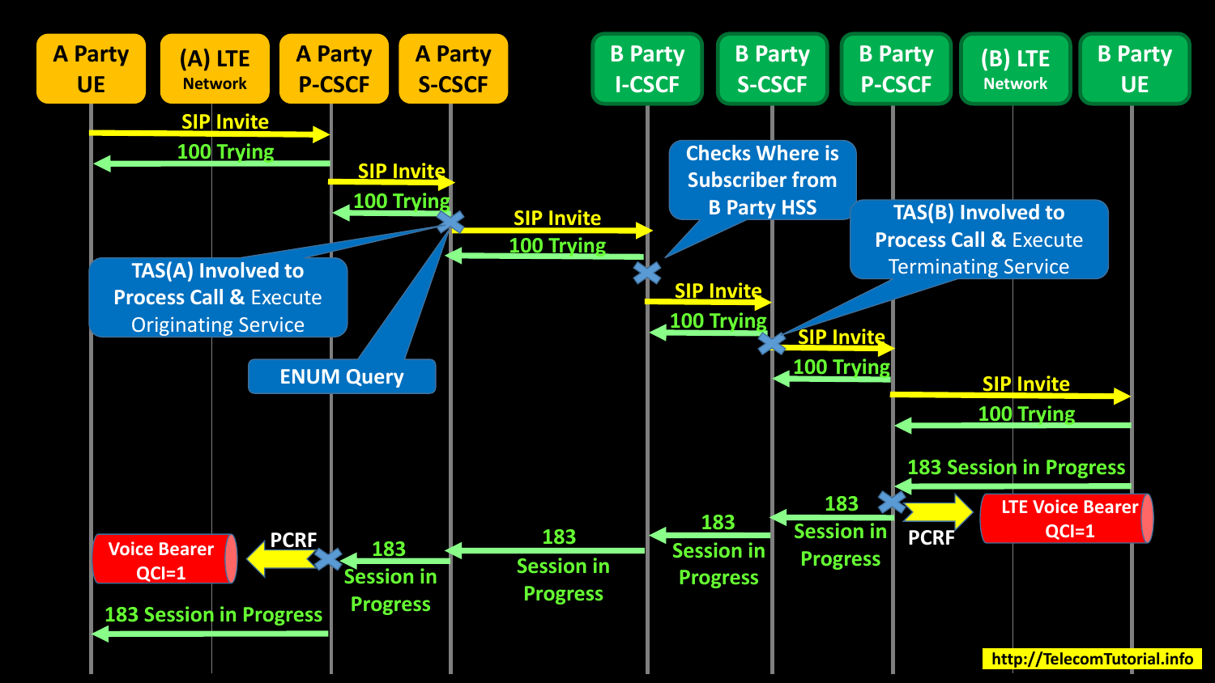A Party UE

(A) LTE Network

A Party P-CSCF

A Party S-CSCF

B Party I-CSCF

B Party S-CSCF

B Party P-CSCF

(B) LTE Network

B Party UE

SIP Invite

100 Trying

SIP Invite

100 Trying

SIP Invite

100 Trying

Checks Where is Subscriber from B Party HSS

TAS(A) Involved to Process Call & Execute Originating Service

ENUM Query

SIP Invite

100 Trying

TAS(B) Involved to Process Call & Execute Terminating Service

SIP Invite

100 Trying

SIP Invite

100 Trying

183 Session in Progress

PCRF

LTE Voice Bearer QCI=1

183 Session in Progress

183 Session in Progress

183 Session in Progress

Voice Bearer QCI=1

PCRF

183 Session in Progress

183 Session in Progress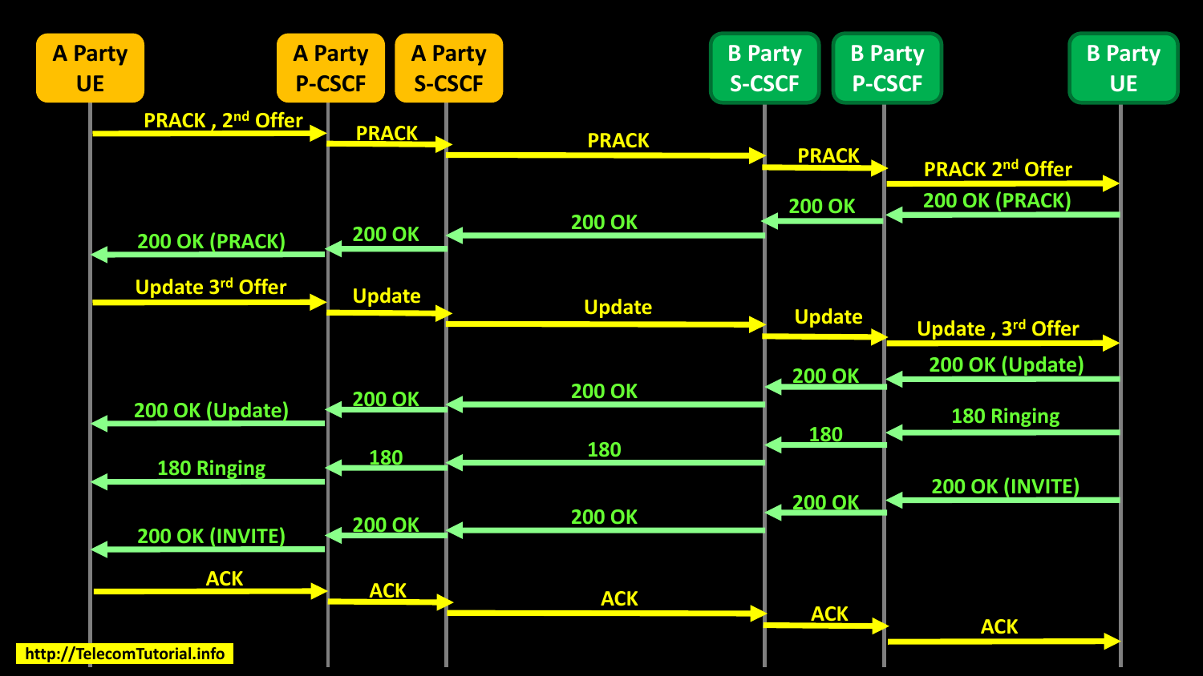A Party UE

A Party P-CSCF

A Party S-CSCF

B Party S-CSCF

B Party P-CSCF

B Party UE

PRACK , 2nd Offer

PRACK

PRACK

PRACK

PRACK 2nd Offer

200 OK (PRACK)

200 OK

200 OK

200 OK

200 OK (PRACK)

Update 3rd Offer

Update

Update

Update

Update , 3rd Offer

200 OK (Update)

200 OK

200 OK

200 OK

200 OK (Update)

180 Ringing

180

180

180

180 Ringing

200 OK (INVITE)

200 OK

200 OK

200 OK

200 OK (INVITE)

ACK

ACK

ACK

ACK

ACK

http://TelecomTutorial.info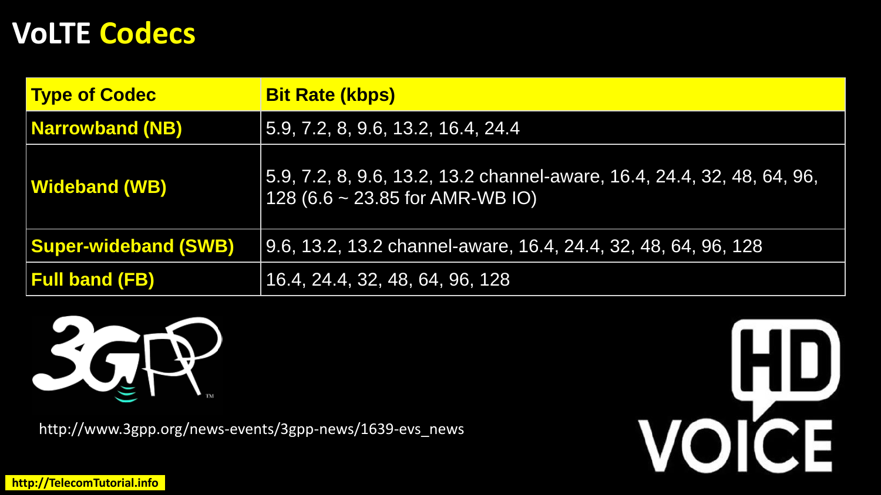# VoLTE Codecs

| Type of Codec | Bit Rate (kbps) |
| --- | --- |
| **Narrowband (NB)** | 5.9, 7.2, 8, 9.6, 13.2, 16.4, 24.4 |
| **Wideband (WB)** | 5.9, 7.2, 8, 9.6, 13.2, 13.2 channel-aware, 16.4, 24.4, 32, 48, 64, 96, 128 (6.6 ~ 23.85 for AMR-WB IO) |
| **Super-wideband (SWB)** | 9.6, 13.2, 13.2 channel-aware, 16.4, 24.4, 32, 48, 64, 96, 128 |
| **Full band (FB)** | 16.4, 24.4, 32, 48, 64, 96, 128 |

http://www.3gpp.org/news-events/3gpp-news/1639-evs_news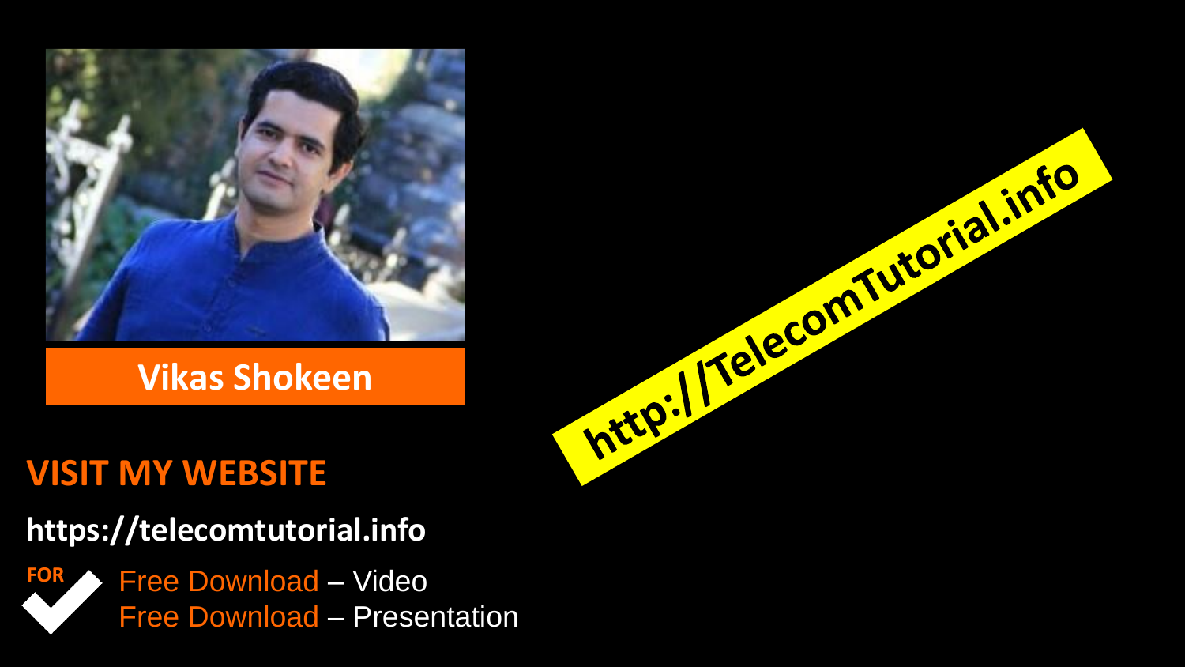**Vikas Shokeen**

## VISIT MY WEBSITE

**https://telecomtutorial.info**

**FOR**

- Free Download – Video
- Free Download – Presentation

**http://TelecomTutorial.info**